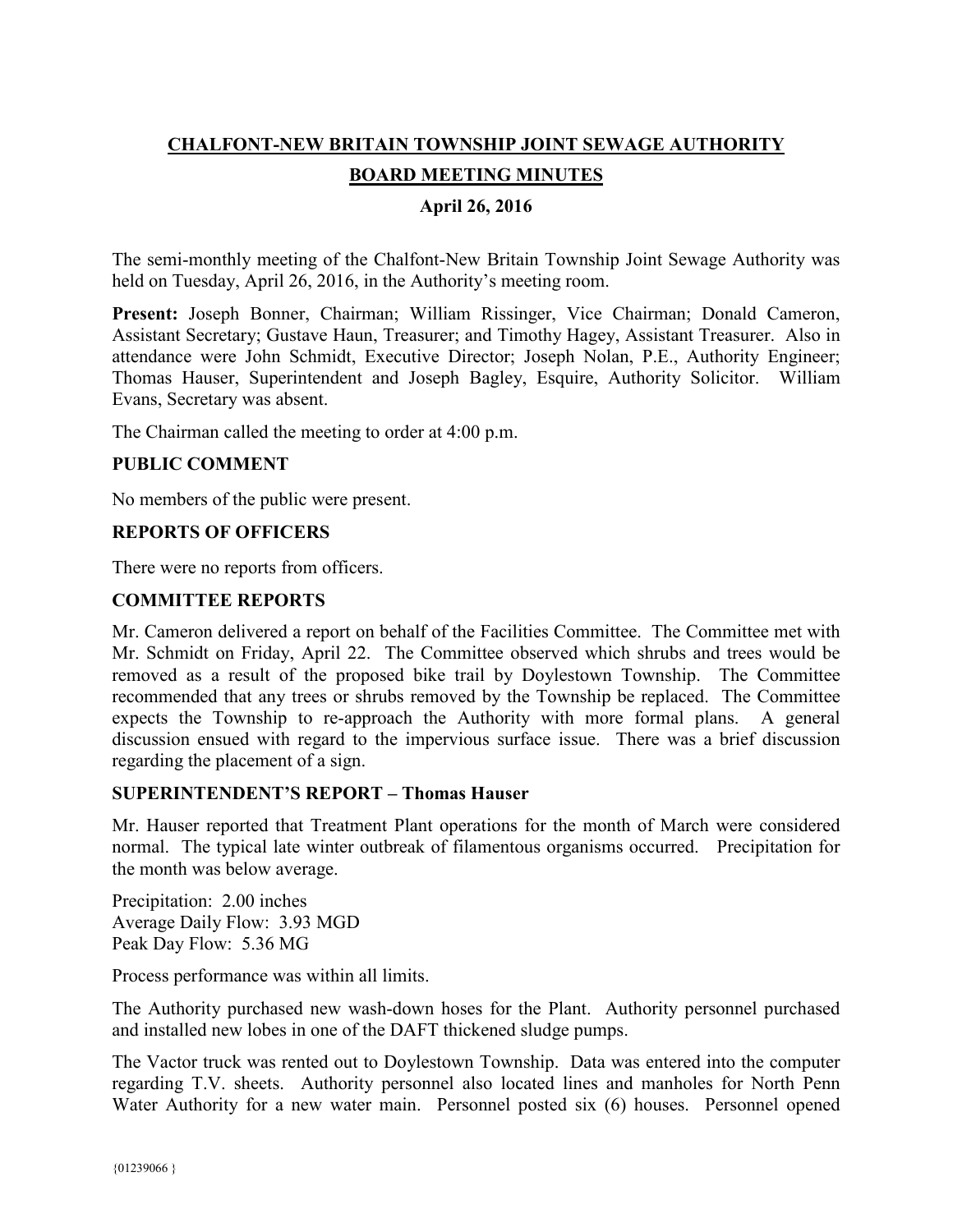# CHALFONT-NEW BRITAIN TOWNSHIP JOINT SEWAGE AUTHORITY

## BOARD MEETING MINUTES

### April 26, 2016

The semi-monthly meeting of the Chalfont-New Britain Township Joint Sewage Authority was held on Tuesday, April 26, 2016, in the Authority's meeting room.

**Present:** Joseph Bonner, Chairman; William Rissinger, Vice Chairman; Donald Cameron, Assistant Secretary; Gustave Haun, Treasurer; and Timothy Hagey, Assistant Treasurer. Also in attendance were John Schmidt, Executive Director; Joseph Nolan, P.E., Authority Engineer; Thomas Hauser, Superintendent and Joseph Bagley, Esquire, Authority Solicitor. William Evans, Secretary was absent.

The Chairman called the meeting to order at 4:00 p.m.

**PUBLIC COMMENT**

No members of the public were present.

**REPORTS OF OFFICERS**

There were no reports from officers.

**COMMITTEE REPORTS**

Mr. Cameron delivered a report on behalf of the Facilities Committee. The Committee met with Mr. Schmidt on Friday, April 22. The Committee observed which shrubs and trees would be removed as a result of the proposed bike trail by Doylestown Township. The Committee recommended that any trees or shrubs removed by the Township be replaced. The Committee expects the Township to re-approach the Authority with more formal plans. A general discussion ensued with regard to the impervious surface issue. There was a brief discussion regarding the placement of a sign.

**SUPERINTENDENT'S REPORT – Thomas Hauser**

Mr. Hauser reported that Treatment Plant operations for the month of March were considered normal. The typical late winter outbreak of filamentous organisms occurred. Precipitation for the month was below average.

Precipitation: 2.00 inches
Average Daily Flow: 3.93 MGD
Peak Day Flow: 5.36 MG

Process performance was within all limits.

The Authority purchased new wash-down hoses for the Plant. Authority personnel purchased and installed new lobes in one of the DAFT thickened sludge pumps.

The Vactor truck was rented out to Doylestown Township. Data was entered into the computer regarding T.V. sheets. Authority personnel also located lines and manholes for North Penn Water Authority for a new water main. Personnel posted six (6) houses. Personnel opened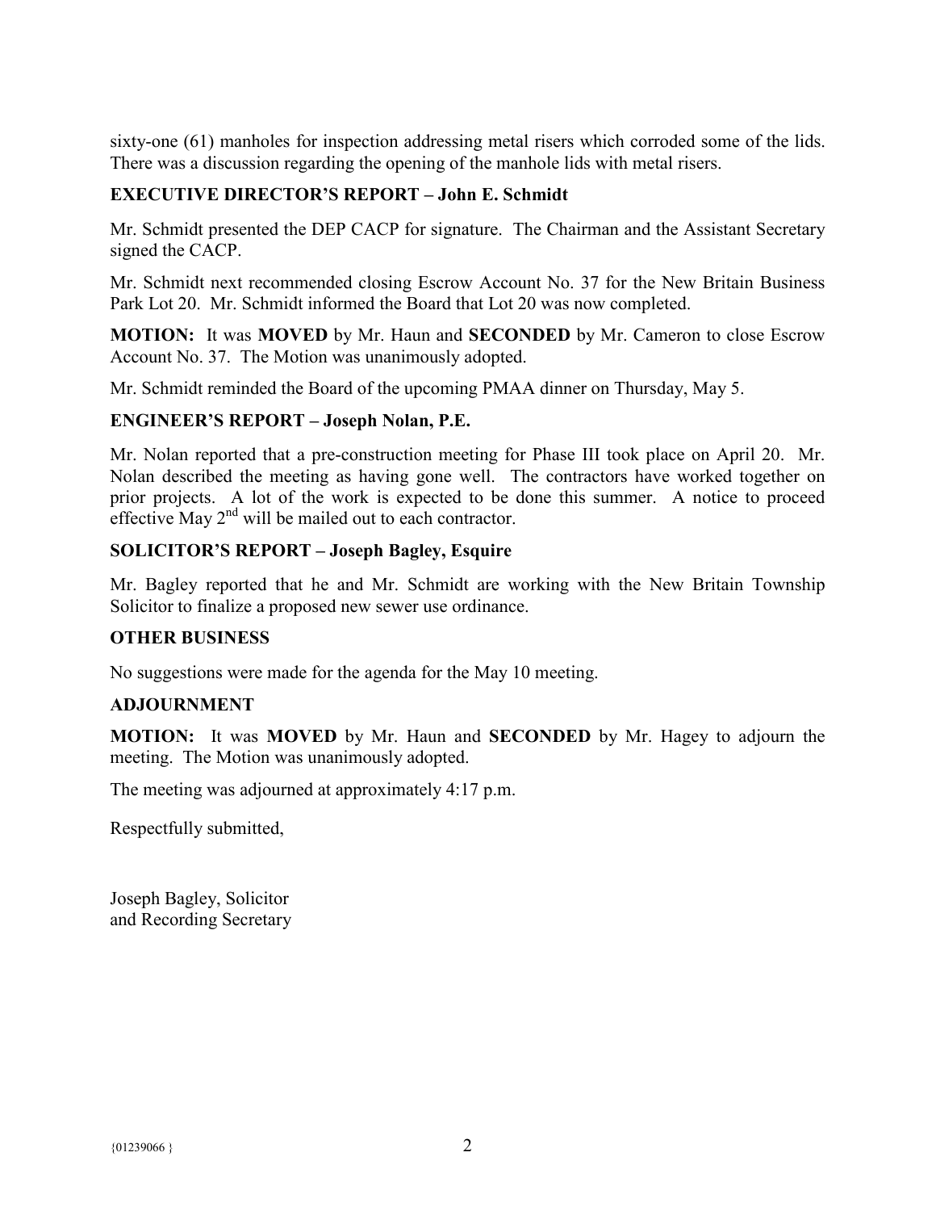sixty-one (61) manholes for inspection addressing metal risers which corroded some of the lids. There was a discussion regarding the opening of the manhole lids with metal risers.

**EXECUTIVE DIRECTOR'S REPORT – John E. Schmidt**

Mr. Schmidt presented the DEP CACP for signature. The Chairman and the Assistant Secretary signed the CACP.

Mr. Schmidt next recommended closing Escrow Account No. 37 for the New Britain Business Park Lot 20. Mr. Schmidt informed the Board that Lot 20 was now completed.

**MOTION:** It was **MOVED** by Mr. Haun and **SECONDED** by Mr. Cameron to close Escrow Account No. 37. The Motion was unanimously adopted.

Mr. Schmidt reminded the Board of the upcoming PMAA dinner on Thursday, May 5.

**ENGINEER'S REPORT – Joseph Nolan, P.E.**

Mr. Nolan reported that a pre-construction meeting for Phase III took place on April 20. Mr. Nolan described the meeting as having gone well. The contractors have worked together on prior projects. A lot of the work is expected to be done this summer. A notice to proceed effective May 2nd will be mailed out to each contractor.

**SOLICITOR'S REPORT – Joseph Bagley, Esquire**

Mr. Bagley reported that he and Mr. Schmidt are working with the New Britain Township Solicitor to finalize a proposed new sewer use ordinance.

**OTHER BUSINESS**

No suggestions were made for the agenda for the May 10 meeting.

**ADJOURNMENT**

**MOTION:** It was **MOVED** by Mr. Haun and **SECONDED** by Mr. Hagey to adjourn the meeting. The Motion was unanimously adopted.

The meeting was adjourned at approximately 4:17 p.m.

Respectfully submitted,

Joseph Bagley, Solicitor
and Recording Secretary

{01239066 }